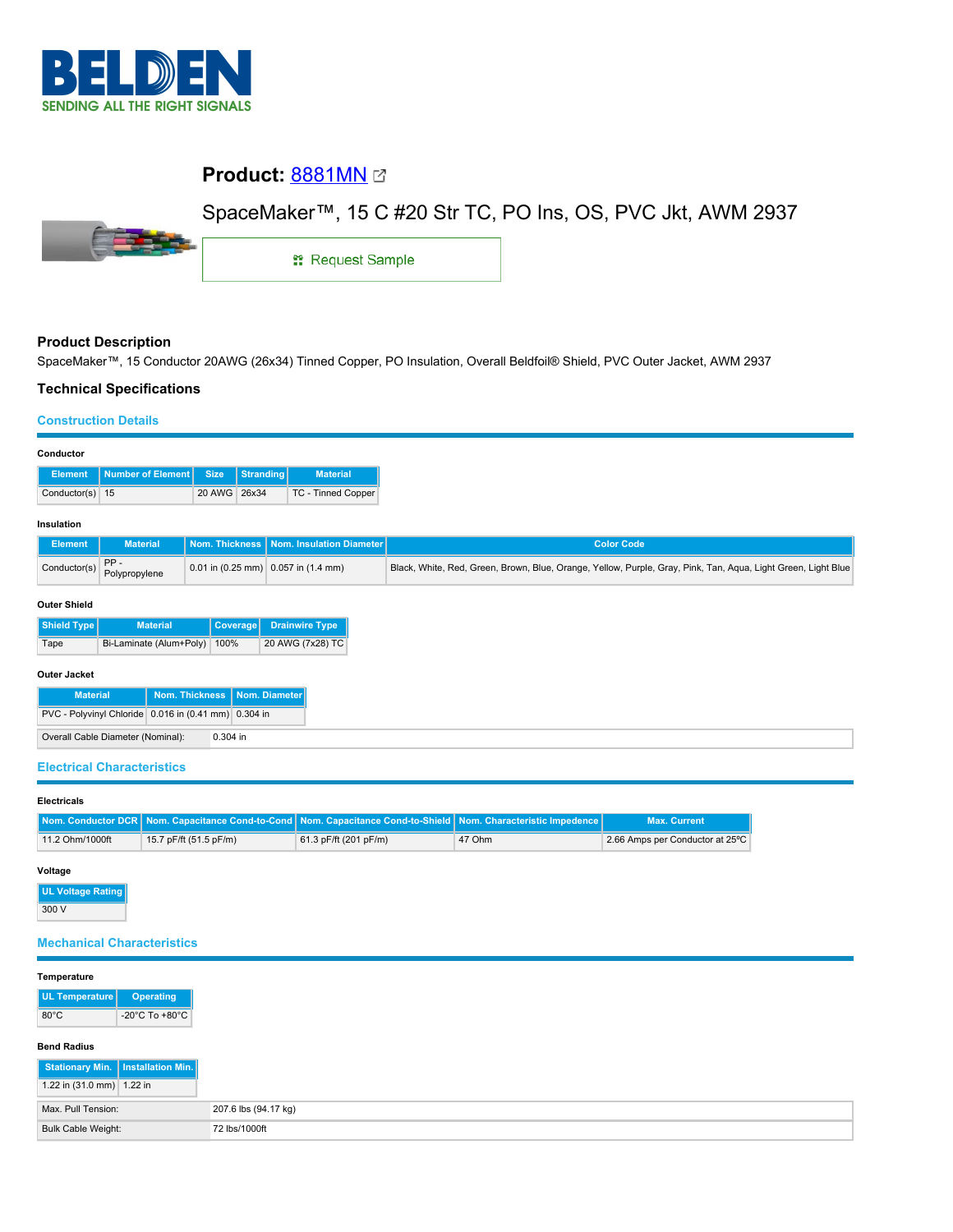# Product: 8881MN

SpaceMaker™, 15 C #20 Str TC, PO Ins, OS, PVC Jkt, AWM 2937

Request Sample

## Product Description

SpaceMaker™, 15 Conductor 20AWG (26x34) Tinned Copper, PO Insulation, Overall Beldfoil® Shield, PVC Outer Jacket, AWM 2937

## Technical Specifications

### Construction Details

**Conductor**

| Element | Number of Element | Size | Stranding | Material |
| --- | --- | --- | --- | --- |
| Conductor(s) | 15 | 20 AWG | 26x34 | TC - Tinned Copper |

**Insulation**

| Element | Material | Nom. Thickness | Nom. Insulation Diameter | Color Code |
| --- | --- | --- | --- | --- |
| Conductor(s) | PP - Polypropylene | 0.01 in (0.25 mm) | 0.057 in (1.4 mm) | Black, White, Red, Green, Brown, Blue, Orange, Yellow, Purple, Gray, Pink, Tan, Aqua, Light Green, Light Blue |

**Outer Shield**

| Shield Type | Material | Coverage | Drainwire Type |
| --- | --- | --- | --- |
| Tape | Bi-Laminate (Alum+Poly) | 100% | 20 AWG (7x28) TC |

**Outer Jacket**

| Material | Nom. Thickness | Nom. Diameter |
| --- | --- | --- |
| PVC - Polyvinyl Chloride | 0.016 in (0.41 mm) | 0.304 in |

| | |
| --- | --- |
| Overall Cable Diameter (Nominal): | 0.304 in |

### Electrical Characteristics

**Electricals**

| Nom. Conductor DCR | Nom. Capacitance Cond-to-Cond | Nom. Capacitance Cond-to-Shield | Nom. Characteristic Impedence | Max. Current |
| --- | --- | --- | --- | --- |
| 11.2 Ohm/1000ft | 15.7 pF/ft (51.5 pF/m) | 61.3 pF/ft (201 pF/m) | 47 Ohm | 2.66 Amps per Conductor at 25ºC |

**Voltage**

| UL Voltage Rating |
| --- |
| 300 V |

### Mechanical Characteristics

**Temperature**

| UL Temperature | Operating |
| --- | --- |
| 80°C | -20°C To +80°C |

**Bend Radius**

| Stationary Min. | Installation Min. |
| --- | --- |
| 1.22 in (31.0 mm) | 1.22 in |

| | |
| --- | --- |
| Max. Pull Tension: | 207.6 lbs (94.17 kg) |
| Bulk Cable Weight: | 72 lbs/1000ft |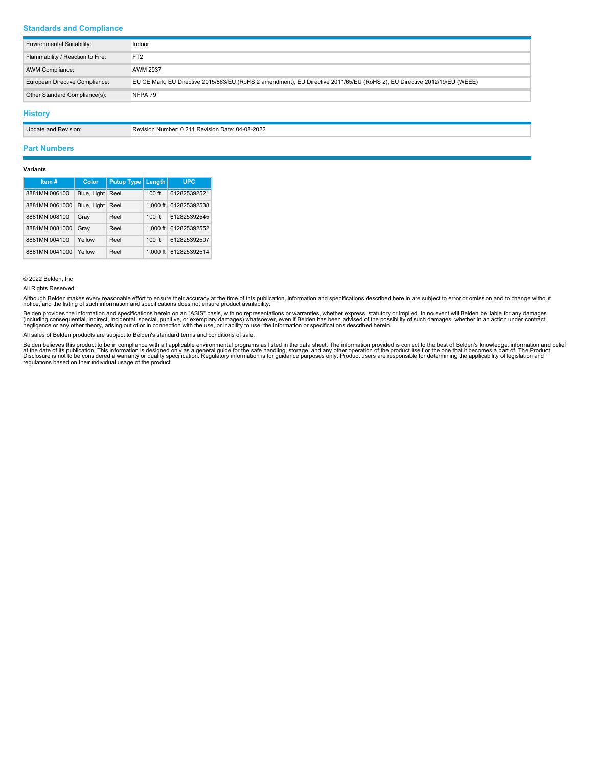## Standards and Compliance

| | |
|---|---|
| Environmental Suitability: | Indoor |
| Flammability / Reaction to Fire: | FT2 |
| AWM Compliance: | AWM 2937 |
| European Directive Compliance: | EU CE Mark, EU Directive 2015/863/EU (RoHS 2 amendment), EU Directive 2011/65/EU (RoHS 2), EU Directive 2012/19/EU (WEEE) |
| Other Standard Compliance(s): | NFPA 79 |

## History

| | |
|---|---|
| Update and Revision: | Revision Number: 0.211 Revision Date: 04-08-2022 |

## Part Numbers

**Variants**

| Item # | Color | Putup Type | Length | UPC |
|---|---|---|---|---|
| 8881MN 006100 | Blue, Light | Reel | 100 ft | 612825392521 |
| 8881MN 0061000 | Blue, Light | Reel | 1,000 ft | 612825392538 |
| 8881MN 008100 | Gray | Reel | 100 ft | 612825392545 |
| 8881MN 0081000 | Gray | Reel | 1,000 ft | 612825392552 |
| 8881MN 004100 | Yellow | Reel | 100 ft | 612825392507 |
| 8881MN 0041000 | Yellow | Reel | 1,000 ft | 612825392514 |

© 2022 Belden, Inc

All Rights Reserved.

Although Belden makes every reasonable effort to ensure their accuracy at the time of this publication, information and specifications described here in are subject to error or omission and to change without notice, and the listing of such information and specifications does not ensure product availability.

Belden provides the information and specifications herein on an "ASIS" basis, with no representations or warranties, whether express, statutory or implied. In no event will Belden be liable for any damages (including consequential, indirect, incidental, special, punitive, or exemplary damages) whatsoever, even if Belden has been advised of the possibility of such damages, whether in an action under contract, negligence or any other theory, arising out of or in connection with the use, or inability to use, the information or specifications described herein.

All sales of Belden products are subject to Belden's standard terms and conditions of sale.

Belden believes this product to be in compliance with all applicable environmental programs as listed in the data sheet. The information provided is correct to the best of Belden's knowledge, information and belief at the date of its publication. This information is designed only as a general guide for the safe handling, storage, and any other operation of the product itself or the one that it becomes a part of. The Product Disclosure is not to be considered a warranty or quality specification. Regulatory information is for guidance purposes only. Product users are responsible for determining the applicability of legislation and regulations based on their individual usage of the product.